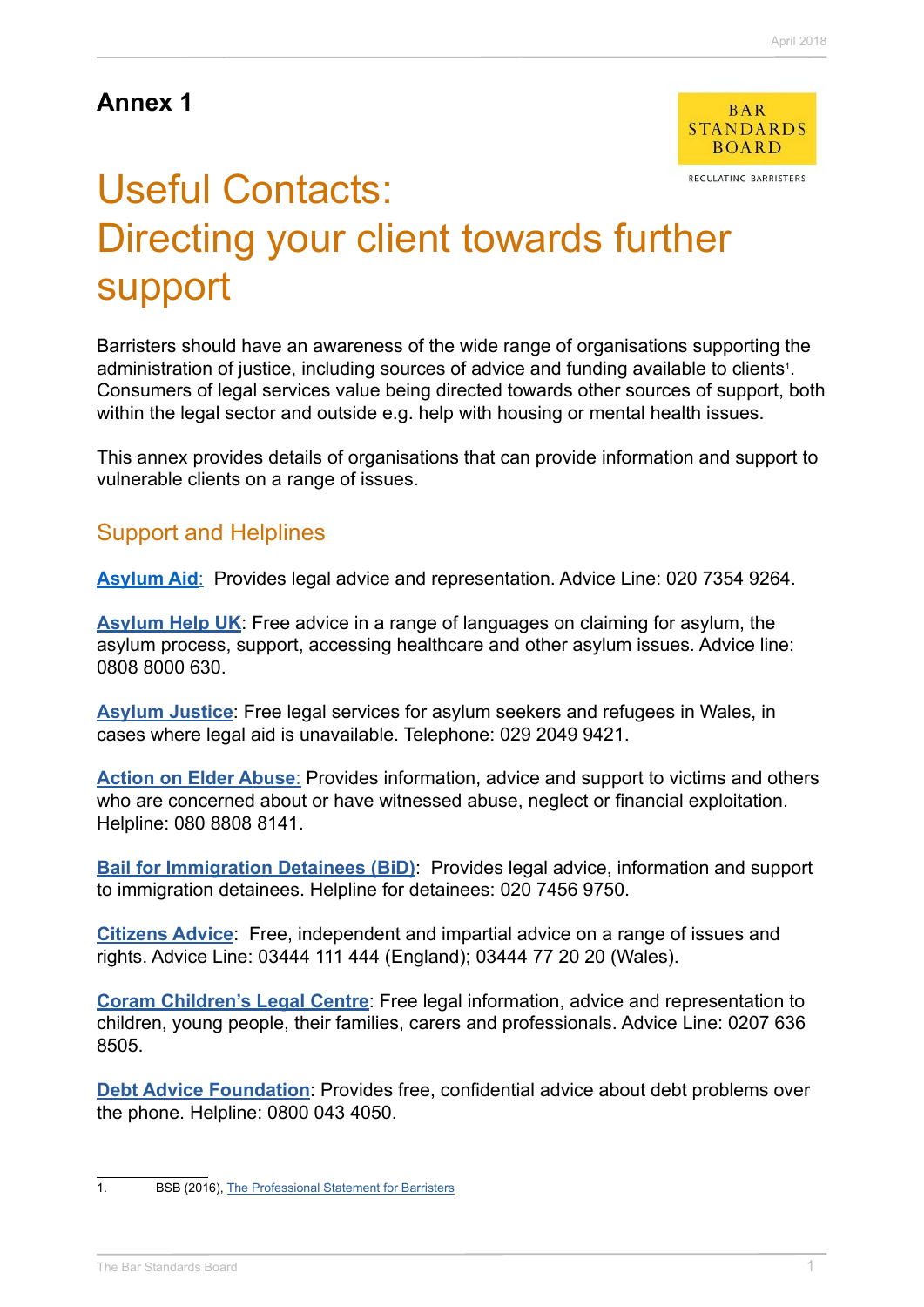# Annex 1

BAR STANDARDS BOARD

REGULATING BARRISTERS

# Useful Contacts: Directing your client towards further support

Barristers should have an awareness of the wide range of organisations supporting the administration of justice, including sources of advice and funding available to clients[1]. Consumers of legal services value being directed towards other sources of support, both within the legal sector and outside e.g. help with housing or mental health issues.

This annex provides details of organisations that can provide information and support to vulnerable clients on a range of issues.

## Support and Helplines

**Asylum Aid**: Provides legal advice and representation. Advice Line: 020 7354 9264.

**Asylum Help UK**: Free advice in a range of languages on claiming for asylum, the asylum process, support, accessing healthcare and other asylum issues. Advice line: 0808 8000 630.

**Asylum Justice**: Free legal services for asylum seekers and refugees in Wales, in cases where legal aid is unavailable. Telephone: 029 2049 9421.

**Action on Elder Abuse**: Provides information, advice and support to victims and others who are concerned about or have witnessed abuse, neglect or financial exploitation. Helpline: 080 8808 8141.

**Bail for Immigration Detainees (BiD)**: Provides legal advice, information and support to immigration detainees. Helpline for detainees: 020 7456 9750.

**Citizens Advice**: Free, independent and impartial advice on a range of issues and rights. Advice Line: 03444 111 444 (England); 03444 77 20 20 (Wales).

**Coram Children's Legal Centre**: Free legal information, advice and representation to children, young people, their families, carers and professionals. Advice Line: 0207 636 8505.

**Debt Advice Foundation**: Provides free, confidential advice about debt problems over the phone. Helpline: 0800 043 4050.

---

1. BSB (2016), The Professional Statement for Barristers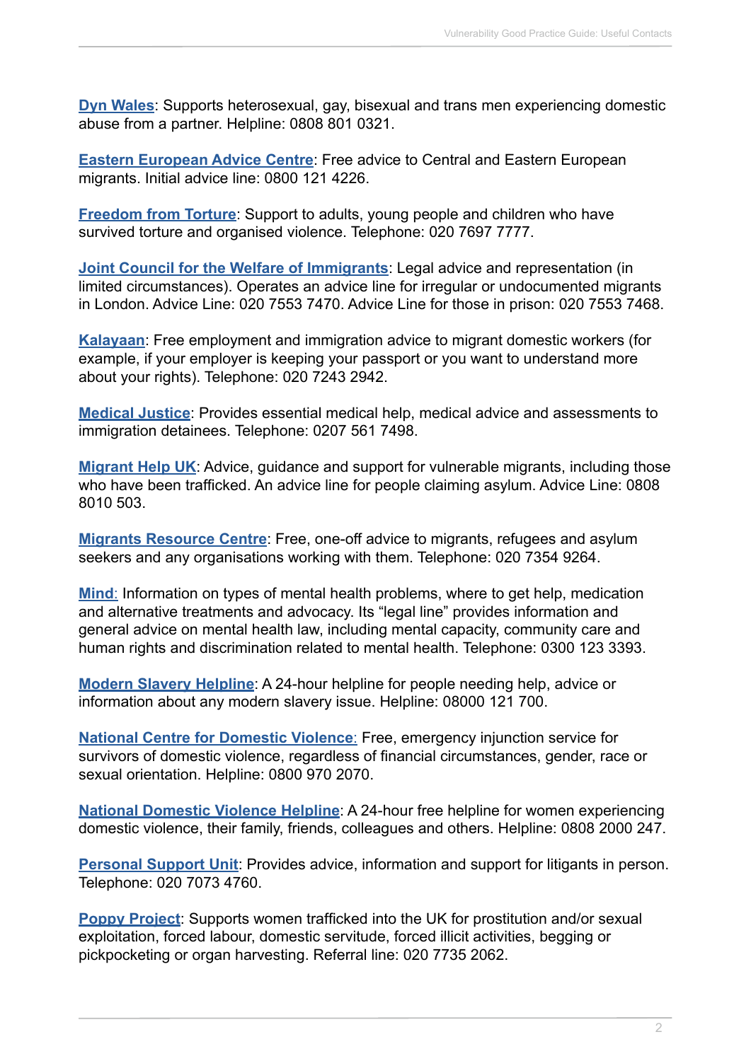**Dyn Wales**: Supports heterosexual, gay, bisexual and trans men experiencing domestic abuse from a partner. Helpline: 0808 801 0321.

**Eastern European Advice Centre**: Free advice to Central and Eastern European migrants. Initial advice line: 0800 121 4226.

**Freedom from Torture**: Support to adults, young people and children who have survived torture and organised violence. Telephone: 020 7697 7777.

**Joint Council for the Welfare of Immigrants**: Legal advice and representation (in limited circumstances). Operates an advice line for irregular or undocumented migrants in London. Advice Line: 020 7553 7470. Advice Line for those in prison: 020 7553 7468.

**Kalayaan**: Free employment and immigration advice to migrant domestic workers (for example, if your employer is keeping your passport or you want to understand more about your rights). Telephone: 020 7243 2942.

**Medical Justice**: Provides essential medical help, medical advice and assessments to immigration detainees. Telephone: 0207 561 7498.

**Migrant Help UK**: Advice, guidance and support for vulnerable migrants, including those who have been trafficked. An advice line for people claiming asylum. Advice Line: 0808 8010 503.

**Migrants Resource Centre**: Free, one-off advice to migrants, refugees and asylum seekers and any organisations working with them. Telephone: 020 7354 9264.

**Mind**: Information on types of mental health problems, where to get help, medication and alternative treatments and advocacy. Its "legal line" provides information and general advice on mental health law, including mental capacity, community care and human rights and discrimination related to mental health. Telephone: 0300 123 3393.

**Modern Slavery Helpline**: A 24-hour helpline for people needing help, advice or information about any modern slavery issue. Helpline: 08000 121 700.

**National Centre for Domestic Violence**: Free, emergency injunction service for survivors of domestic violence, regardless of financial circumstances, gender, race or sexual orientation. Helpline: 0800 970 2070.

**National Domestic Violence Helpline**: A 24-hour free helpline for women experiencing domestic violence, their family, friends, colleagues and others. Helpline: 0808 2000 247.

**Personal Support Unit**: Provides advice, information and support for litigants in person. Telephone: 020 7073 4760.

**Poppy Project**: Supports women trafficked into the UK for prostitution and/or sexual exploitation, forced labour, domestic servitude, forced illicit activities, begging or pickpocketing or organ harvesting. Referral line: 020 7735 2062.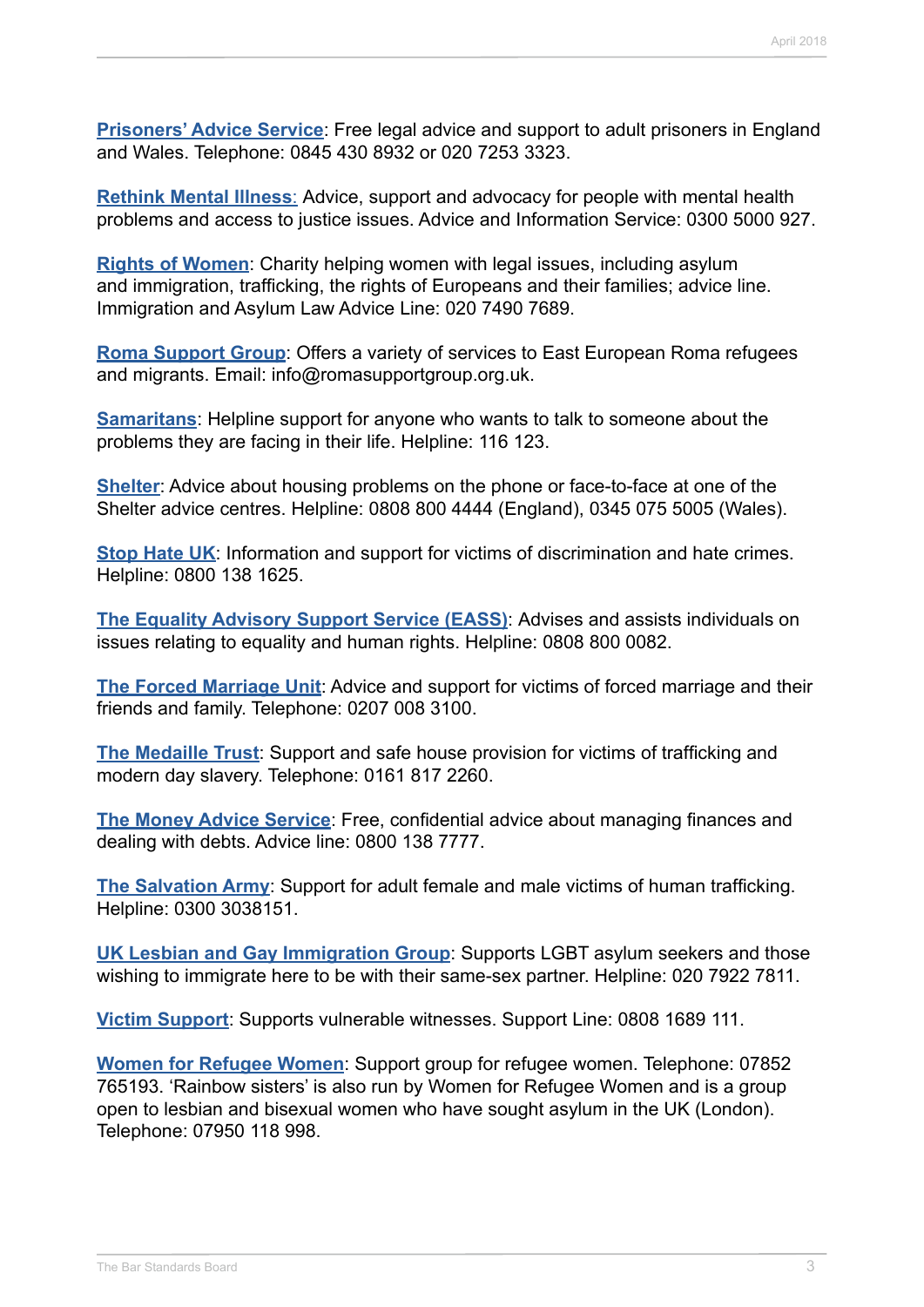**Prisoners' Advice Service**: Free legal advice and support to adult prisoners in England and Wales. Telephone: 0845 430 8932 or 020 7253 3323.

**Rethink Mental Illness**: Advice, support and advocacy for people with mental health problems and access to justice issues. Advice and Information Service: 0300 5000 927.

**Rights of Women**: Charity helping women with legal issues, including asylum and immigration, trafficking, the rights of Europeans and their families; advice line. Immigration and Asylum Law Advice Line: 020 7490 7689.

**Roma Support Group**: Offers a variety of services to East European Roma refugees and migrants. Email: info@romasupportgroup.org.uk.

**Samaritans**: Helpline support for anyone who wants to talk to someone about the problems they are facing in their life. Helpline: 116 123.

**Shelter**: Advice about housing problems on the phone or face-to-face at one of the Shelter advice centres. Helpline: 0808 800 4444 (England), 0345 075 5005 (Wales).

**Stop Hate UK**: Information and support for victims of discrimination and hate crimes. Helpline: 0800 138 1625.

**The Equality Advisory Support Service (EASS)**: Advises and assists individuals on issues relating to equality and human rights. Helpline: 0808 800 0082.

**The Forced Marriage Unit**: Advice and support for victims of forced marriage and their friends and family. Telephone: 0207 008 3100.

**The Medaille Trust**: Support and safe house provision for victims of trafficking and modern day slavery. Telephone: 0161 817 2260.

**The Money Advice Service**: Free, confidential advice about managing finances and dealing with debts. Advice line: 0800 138 7777.

**The Salvation Army**: Support for adult female and male victims of human trafficking. Helpline: 0300 3038151.

**UK Lesbian and Gay Immigration Group**: Supports LGBT asylum seekers and those wishing to immigrate here to be with their same-sex partner. Helpline: 020 7922 7811.

**Victim Support**: Supports vulnerable witnesses. Support Line: 0808 1689 111.

**Women for Refugee Women**: Support group for refugee women. Telephone: 07852 765193. 'Rainbow sisters' is also run by Women for Refugee Women and is a group open to lesbian and bisexual women who have sought asylum in the UK (London). Telephone: 07950 118 998.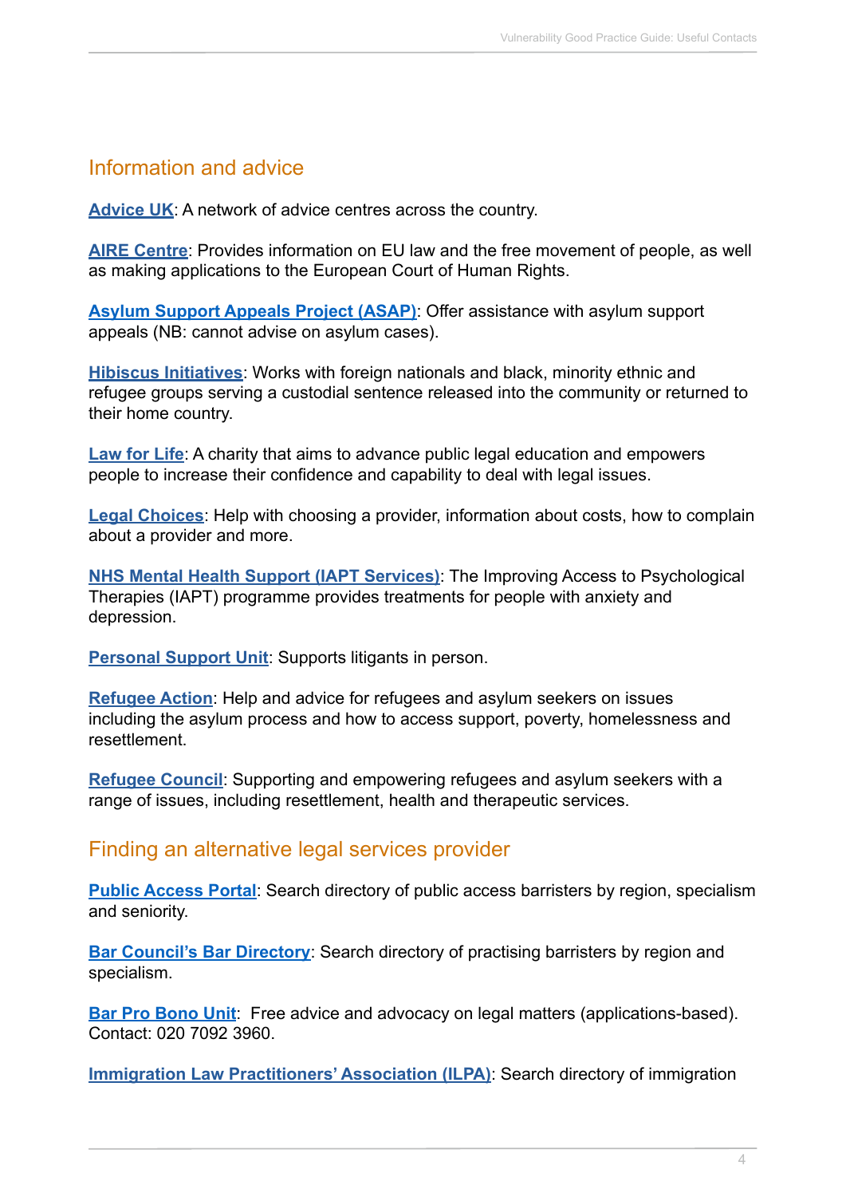## Information and advice

**Advice UK**: A network of advice centres across the country.

**AIRE Centre**: Provides information on EU law and the free movement of people, as well as making applications to the European Court of Human Rights.

**Asylum Support Appeals Project (ASAP)**: Offer assistance with asylum support appeals (NB: cannot advise on asylum cases).

**Hibiscus Initiatives**: Works with foreign nationals and black, minority ethnic and refugee groups serving a custodial sentence released into the community or returned to their home country.

**Law for Life**: A charity that aims to advance public legal education and empowers people to increase their confidence and capability to deal with legal issues.

**Legal Choices**: Help with choosing a provider, information about costs, how to complain about a provider and more.

**NHS Mental Health Support (IAPT Services)**: The Improving Access to Psychological Therapies (IAPT) programme provides treatments for people with anxiety and depression.

**Personal Support Unit**: Supports litigants in person.

**Refugee Action**: Help and advice for refugees and asylum seekers on issues including the asylum process and how to access support, poverty, homelessness and resettlement.

**Refugee Council**: Supporting and empowering refugees and asylum seekers with a range of issues, including resettlement, health and therapeutic services.

## Finding an alternative legal services provider

**Public Access Portal**: Search directory of public access barristers by region, specialism and seniority.

**Bar Council's Bar Directory**: Search directory of practising barristers by region and specialism.

**Bar Pro Bono Unit**: Free advice and advocacy on legal matters (applications-based). Contact: 020 7092 3960.

**Immigration Law Practitioners' Association (ILPA)**: Search directory of immigration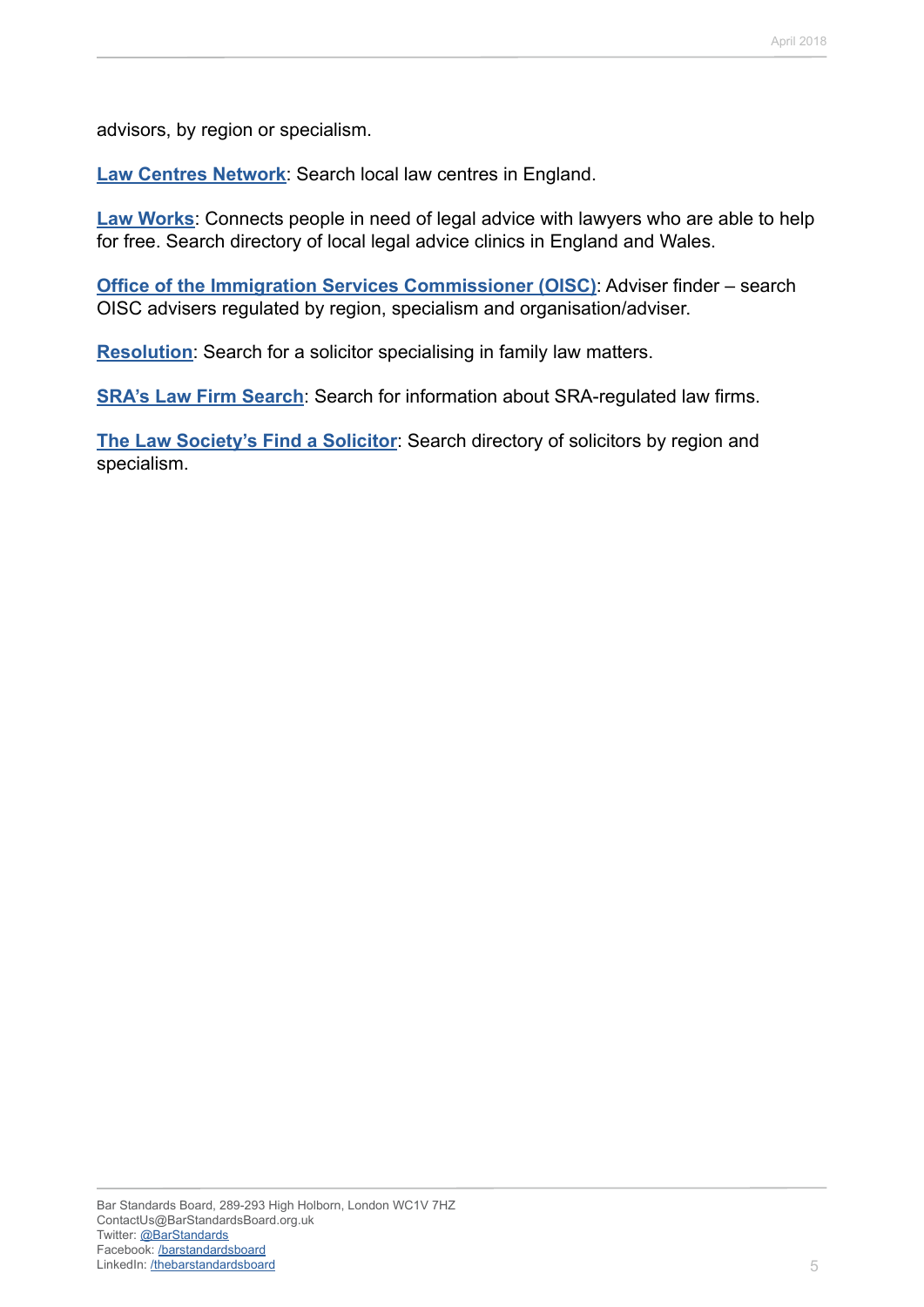advisors, by region or specialism.

**Law Centres Network**: Search local law centres in England.

**Law Works**: Connects people in need of legal advice with lawyers who are able to help for free. Search directory of local legal advice clinics in England and Wales.

**Office of the Immigration Services Commissioner (OISC)**: Adviser finder – search OISC advisers regulated by region, specialism and organisation/adviser.

**Resolution**: Search for a solicitor specialising in family law matters.

**SRA's Law Firm Search**: Search for information about SRA-regulated law firms.

**The Law Society's Find a Solicitor**: Search directory of solicitors by region and specialism.